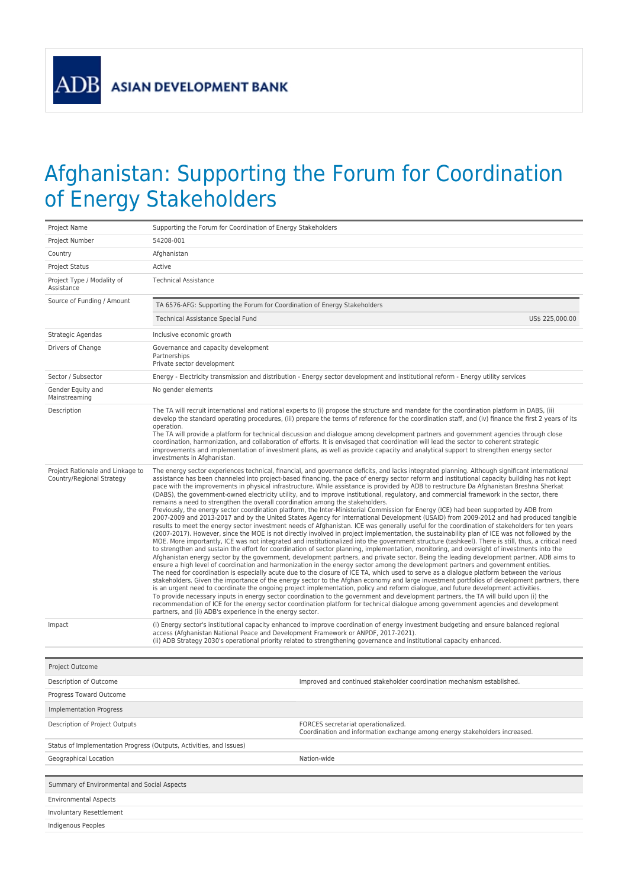ASIAN DEVELOPMENT BANK

# Afghanistan: Supporting the Forum for Coordination of Energy Stakeholders

| | |
|---|---|
| Project Name | Supporting the Forum for Coordination of Energy Stakeholders |
| Project Number | 54208-001 |
| Country | Afghanistan |
| Project Status | Active |
| Project Type / Modality of Assistance | Technical Assistance |
| Source of Funding / Amount | TA 6576-AFG: Supporting the Forum for Coordination of Energy Stakeholders<br>Technical Assistance Special Fund — US$ 225,000.00 |
| Strategic Agendas | Inclusive economic growth |
| Drivers of Change | Governance and capacity development<br>Partnerships<br>Private sector development |
| Sector / Subsector | Energy - Electricity transmission and distribution - Energy sector development and institutional reform - Energy utility services |
| Gender Equity and Mainstreaming | No gender elements |
| Description | The TA will recruit international and national experts to (i) propose the structure and mandate for the coordination platform in DABS, (ii) develop the standard operating procedures, (iii) prepare the terms of reference for the coordination staff, and (iv) finance the first 2 years of its operation.<br>The TA will provide a platform for technical discussion and dialogue among development partners and government agencies through close coordination, harmonization, and collaboration of efforts. It is envisaged that coordination will lead the sector to coherent strategic improvements and implementation of investment plans, as well as provide capacity and analytical support to strengthen energy sector investments in Afghanistan. |
| Project Rationale and Linkage to Country/Regional Strategy | The energy sector experiences technical, financial, and governance deficits, and lacks integrated planning. Although significant international assistance has been channeled into project-based financing, the pace of energy sector reform and institutional capacity building has not kept pace with the improvements in physical infrastructure. While assistance is provided by ADB to restructure Da Afghanistan Breshna Sherkat (DABS), the government-owned electricity utility, and to improve institutional, regulatory, and commercial framework in the sector, there remains a need to strengthen the overall coordination among the stakeholders.<br>Previously, the energy sector coordination platform, the Inter-Ministerial Commission for Energy (ICE) had been supported by ADB from 2007-2009 and 2013-2017 and by the United States Agency for International Development (USAID) from 2009-2012 and had produced tangible results to meet the energy sector investment needs of Afghanistan. ICE was generally useful for the coordination of stakeholders for ten years (2007-2017). However, since the MOE is not directly involved in project implementation, the sustainability plan of ICE was not followed by the MOE. More importantly, ICE was not integrated and institutionalized into the government structure (tashkeel). There is still, thus, a critical need to strengthen and sustain the effort for coordination of sector planning, implementation, monitoring, and oversight of investments into the Afghanistan energy sector by the government, development partners, and private sector. Being the leading development partner, ADB aims to ensure a high level of coordination and harmonization in the energy sector among the development partners and government entities.<br>The need for coordination is especially acute due to the closure of ICE TA, which used to serve as a dialogue platform between the various stakeholders. Given the importance of the energy sector to the Afghan economy and large investment portfolios of development partners, there is an urgent need to coordinate the ongoing project implementation, policy and reform dialogue, and future development activities.<br>To provide necessary inputs in energy sector coordination to the government and development partners, the TA will build upon (i) the recommendation of ICE for the energy sector coordination platform for technical dialogue among government agencies and development partners, and (ii) ADB's experience in the energy sector. |
| Impact | (i) Energy sector's institutional capacity enhanced to improve coordination of energy investment budgeting and ensure balanced regional access (Afghanistan National Peace and Development Framework or ANPDF, 2017-2021).<br>(ii) ADB Strategy 2030's operational priority related to strengthening governance and institutional capacity enhanced. |

| Project Outcome | |
|---|---|
| Description of Outcome | Improved and continued stakeholder coordination mechanism established. |
| Progress Toward Outcome | |
| **Implementation Progress** | |
| Description of Project Outputs | FORCES secretariat operationalized.<br>Coordination and information exchange among energy stakeholders increased. |
| Status of Implementation Progress (Outputs, Activities, and Issues) | |
| Geographical Location | Nation-wide |

| Summary of Environmental and Social Aspects | |
|---|---|
| Environmental Aspects | |
| Involuntary Resettlement | |
| Indigenous Peoples | |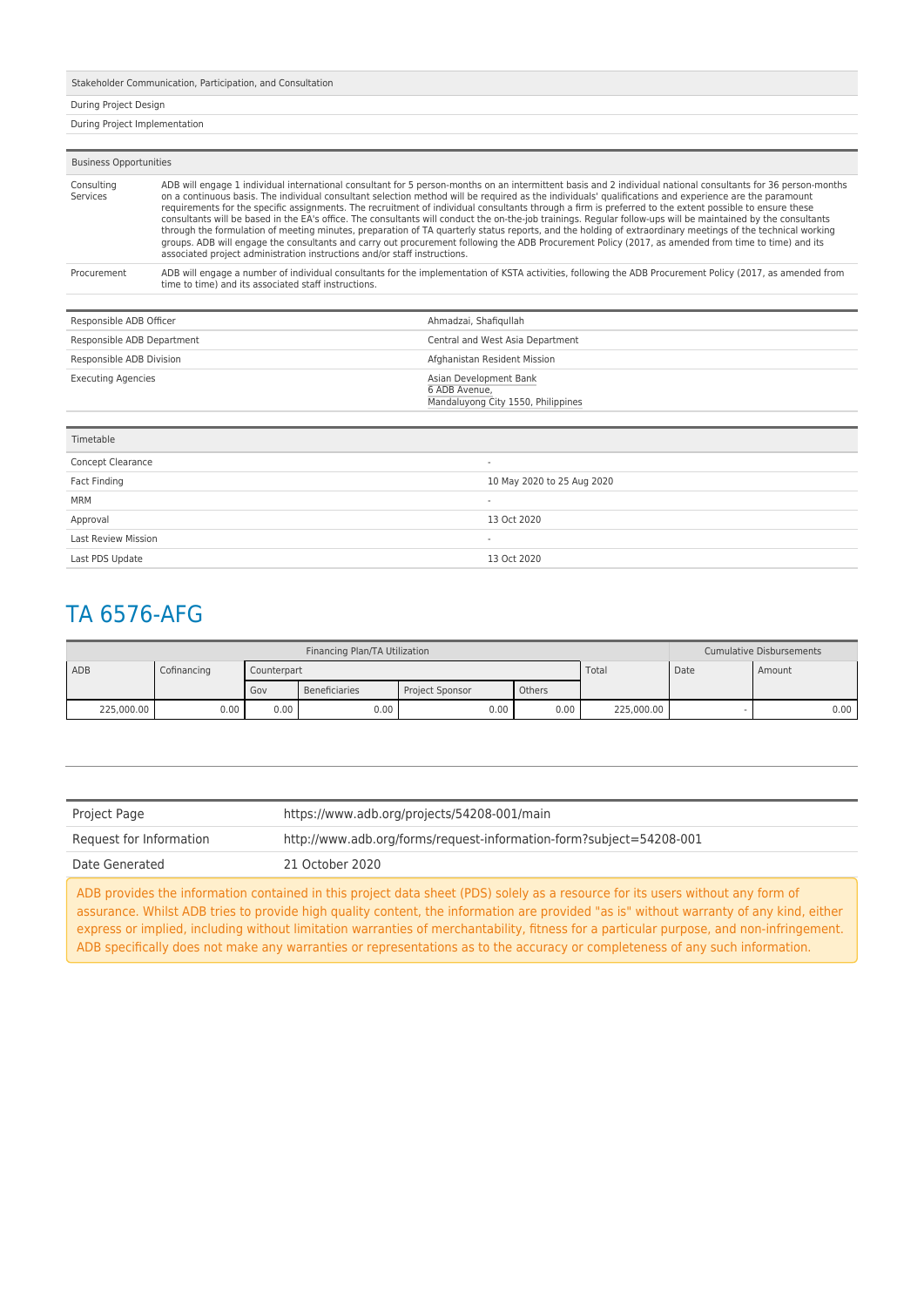| Stakeholder Communication, Participation, and Consultation |
| --- |
| During Project Design |
| During Project Implementation |

| Business Opportunities | |
| --- | --- |
| Consulting Services | ADB will engage 1 individual international consultant for 5 person-months on an intermittent basis and 2 individual national consultants for 36 person-months on a continuous basis. The individual consultant selection method will be required as the individuals' qualifications and experience are the paramount requirements for the specific assignments. The recruitment of individual consultants through a firm is preferred to the extent possible to ensure these consultants will be based in the EA's office. The consultants will conduct the on-the-job trainings. Regular follow-ups will be maintained by the consultants through the formulation of meeting minutes, preparation of TA quarterly status reports, and the holding of extraordinary meetings of the technical working groups. ADB will engage the consultants and carry out procurement following the ADB Procurement Policy (2017, as amended from time to time) and its associated project administration instructions and/or staff instructions. |
| Procurement | ADB will engage a number of individual consultants for the implementation of KSTA activities, following the ADB Procurement Policy (2017, as amended from time to time) and its associated staff instructions. |

| | |
| --- | --- |
| Responsible ADB Officer | Ahmadzai, Shafiqullah |
| Responsible ADB Department | Central and West Asia Department |
| Responsible ADB Division | Afghanistan Resident Mission |
| Executing Agencies | Asian Development Bank<br>6 ADB Avenue,<br>Mandaluyong City 1550, Philippines |

| Timetable | |
| --- | --- |
| Concept Clearance | - |
| Fact Finding | 10 May 2020 to 25 Aug 2020 |
| MRM | - |
| Approval | 13 Oct 2020 |
| Last Review Mission | - |
| Last PDS Update | 13 Oct 2020 |

## TA 6576-AFG

| Financing Plan/TA Utilization | | | | | | | Cumulative Disbursements | |
| --- | --- | --- | --- | --- | --- | --- | --- | --- |
| ADB | Cofinancing | Counterpart | | | | Total | Date | Amount |
| | | Gov | Beneficiaries | Project Sponsor | Others | | | |
| 225,000.00 | 0.00 | 0.00 | 0.00 | 0.00 | 0.00 | 225,000.00 | - | 0.00 |

| | |
| --- | --- |
| Project Page | https://www.adb.org/projects/54208-001/main |
| Request for Information | http://www.adb.org/forms/request-information-form?subject=54208-001 |
| Date Generated | 21 October 2020 |

ADB provides the information contained in this project data sheet (PDS) solely as a resource for its users without any form of assurance. Whilst ADB tries to provide high quality content, the information are provided "as is" without warranty of any kind, either express or implied, including without limitation warranties of merchantability, fitness for a particular purpose, and non-infringement. ADB specifically does not make any warranties or representations as to the accuracy or completeness of any such information.